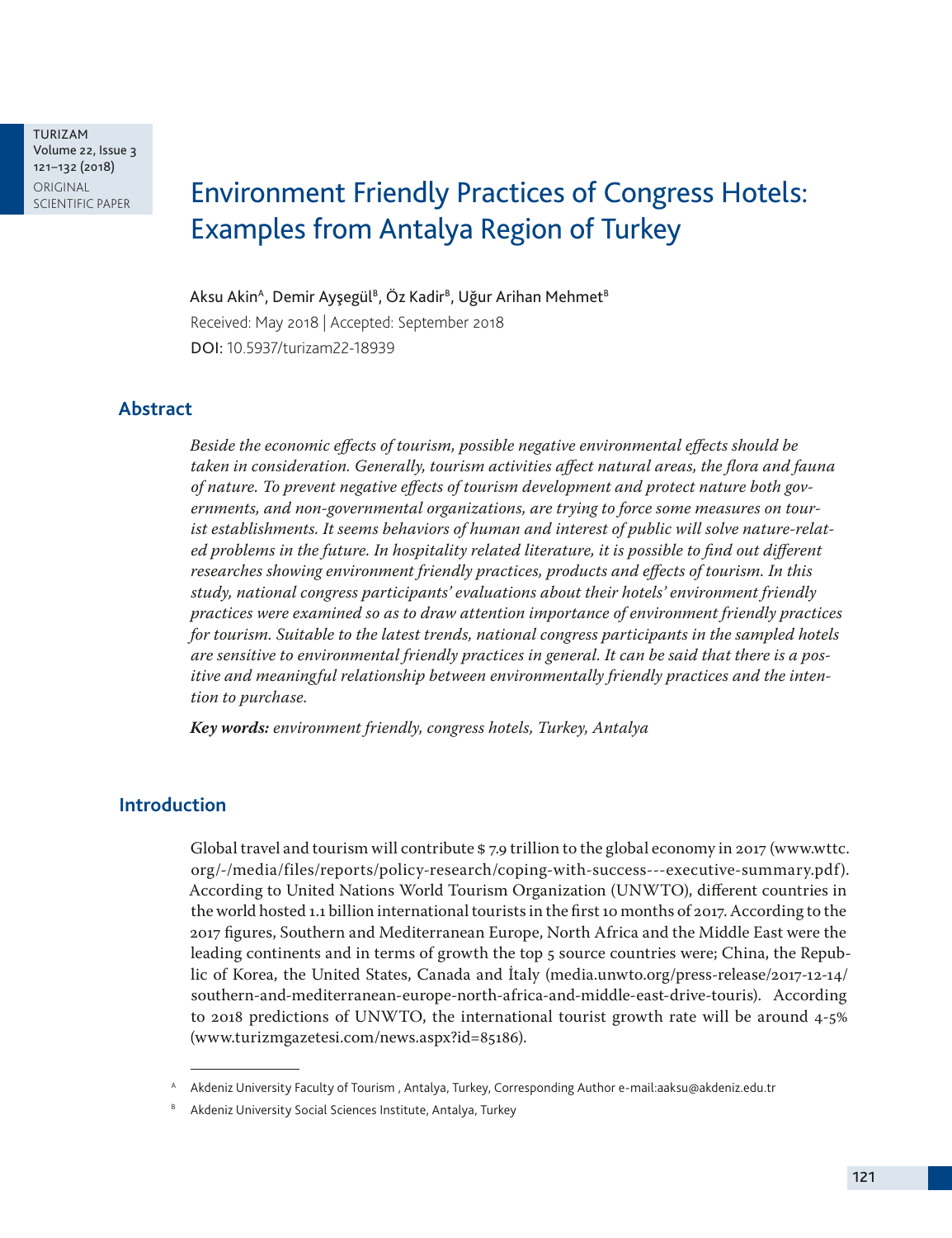# Environment Friendly Practices of Congress Hotels: Examples from Antalya Region of Turkey

Aksu Akin[A], Demir Ayşegül[B], Öz Kadir[B], Uğur Arihan Mehmet[B]

Received: May 2018 | Accepted: September 2018

DOI: 10.5937/turizam22-18939

## Abstract

*Beside the economic effects of tourism, possible negative environmental effects should be taken in consideration. Generally, tourism activities affect natural areas, the flora and fauna of nature. To prevent negative effects of tourism development and protect nature both governments, and non-governmental organizations, are trying to force some measures on tourist establishments. It seems behaviors of human and interest of public will solve nature-related problems in the future. In hospitality related literature, it is possible to find out different researches showing environment friendly practices, products and effects of tourism. In this study, national congress participants' evaluations about their hotels' environment friendly practices were examined so as to draw attention importance of environment friendly practices for tourism. Suitable to the latest trends, national congress participants in the sampled hotels are sensitive to environmental friendly practices in general. It can be said that there is a positive and meaningful relationship between environmentally friendly practices and the intention to purchase.*

***Key words:*** *environment friendly, congress hotels, Turkey, Antalya*

## Introduction

Global travel and tourism will contribute $ 7.9 trillion to the global economy in 2017 (www.wttc.org/-/media/files/reports/policy-research/coping-with-success---executive-summary.pdf). According to United Nations World Tourism Organization (UNWTO), different countries in the world hosted 1.1 billion international tourists in the first 10 months of 2017. According to the 2017 figures, Southern and Mediterranean Europe, North Africa and the Middle East were the leading continents and in terms of growth the top 5 source countries were; China, the Republic of Korea, the United States, Canada and İtaly (media.unwto.org/press-release/2017-12-14/southern-and-mediterranean-europe-north-africa-and-middle-east-drive-touris). According to 2018 predictions of UNWTO, the international tourist growth rate will be around 4-5% (www.turizmgazetesi.com/news.aspx?id=85186).

---

[A] Akdeniz University Faculty of Tourism , Antalya, Turkey, Corresponding Author e-mail:aaksu@akdeniz.edu.tr

[B] Akdeniz University Social Sciences Institute, Antalya, Turkey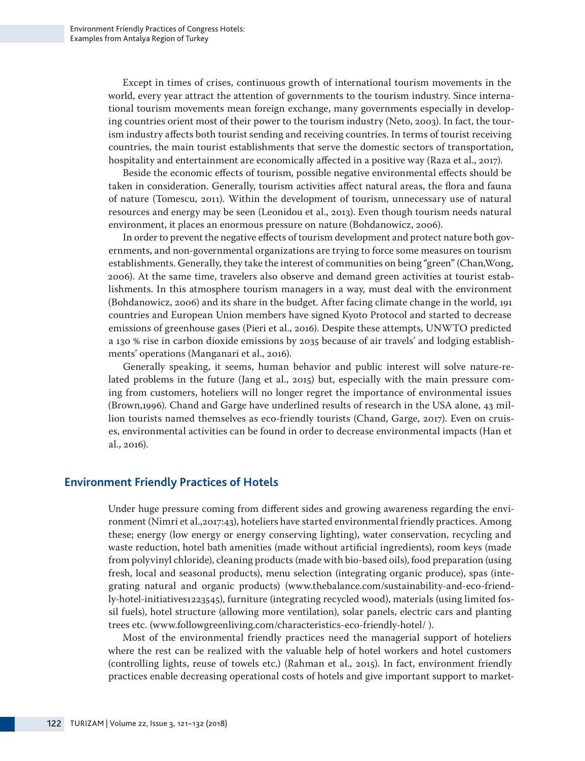Except in times of crises, continuous growth of international tourism movements in the world, every year attract the attention of governments to the tourism industry. Since international tourism movements mean foreign exchange, many governments especially in developing countries orient most of their power to the tourism industry (Neto, 2003). In fact, the tourism industry affects both tourist sending and receiving countries. In terms of tourist receiving countries, the main tourist establishments that serve the domestic sectors of transportation, hospitality and entertainment are economically affected in a positive way (Raza et al., 2017).

Beside the economic effects of tourism, possible negative environmental effects should be taken in consideration. Generally, tourism activities affect natural areas, the flora and fauna of nature (Tomescu, 2011). Within the development of tourism, unnecessary use of natural resources and energy may be seen (Leonidou et al., 2013). Even though tourism needs natural environment, it places an enormous pressure on nature (Bohdanowicz, 2006).

In order to prevent the negative effects of tourism development and protect nature both governments, and non-governmental organizations are trying to force some measures on tourism establishments. Generally, they take the interest of communities on being "green" (Chan,Wong, 2006). At the same time, travelers also observe and demand green activities at tourist establishments. In this atmosphere tourism managers in a way, must deal with the environment (Bohdanowicz, 2006) and its share in the budget. After facing climate change in the world, 191 countries and European Union members have signed Kyoto Protocol and started to decrease emissions of greenhouse gases (Pieri et al., 2016). Despite these attempts, UNWTO predicted a 130 % rise in carbon dioxide emissions by 2035 because of air travels' and lodging establishments' operations (Manganari et al., 2016).

Generally speaking, it seems, human behavior and public interest will solve nature-related problems in the future (Jang et al., 2015) but, especially with the main pressure coming from customers, hoteliers will no longer regret the importance of environmental issues (Brown,1996). Chand and Garge have underlined results of research in the USA alone, 43 million tourists named themselves as eco-friendly tourists (Chand, Garge, 2017). Even on cruises, environmental activities can be found in order to decrease environmental impacts (Han et al., 2016).

## Environment Friendly Practices of Hotels

Under huge pressure coming from different sides and growing awareness regarding the environment (Nimri et al.,2017:43), hoteliers have started environmental friendly practices. Among these; energy (low energy or energy conserving lighting), water conservation, recycling and waste reduction, hotel bath amenities (made without artificial ingredients), room keys (made from polyvinyl chloride), cleaning products (made with bio-based oils), food preparation (using fresh, local and seasonal products), menu selection (integrating organic produce), spas (integrating natural and organic products) (www.thebalance.com/sustainability-and-eco-friendly-hotel-initiatives1223545), furniture (integrating recycled wood), materials (using limited fossil fuels), hotel structure (allowing more ventilation), solar panels, electric cars and planting trees etc. (www.followgreenliving.com/characteristics-eco-friendly-hotel/ ).

Most of the environmental friendly practices need the managerial support of hoteliers where the rest can be realized with the valuable help of hotel workers and hotel customers (controlling lights, reuse of towels etc.) (Rahman et al., 2015). In fact, environment friendly practices enable decreasing operational costs of hotels and give important support to market-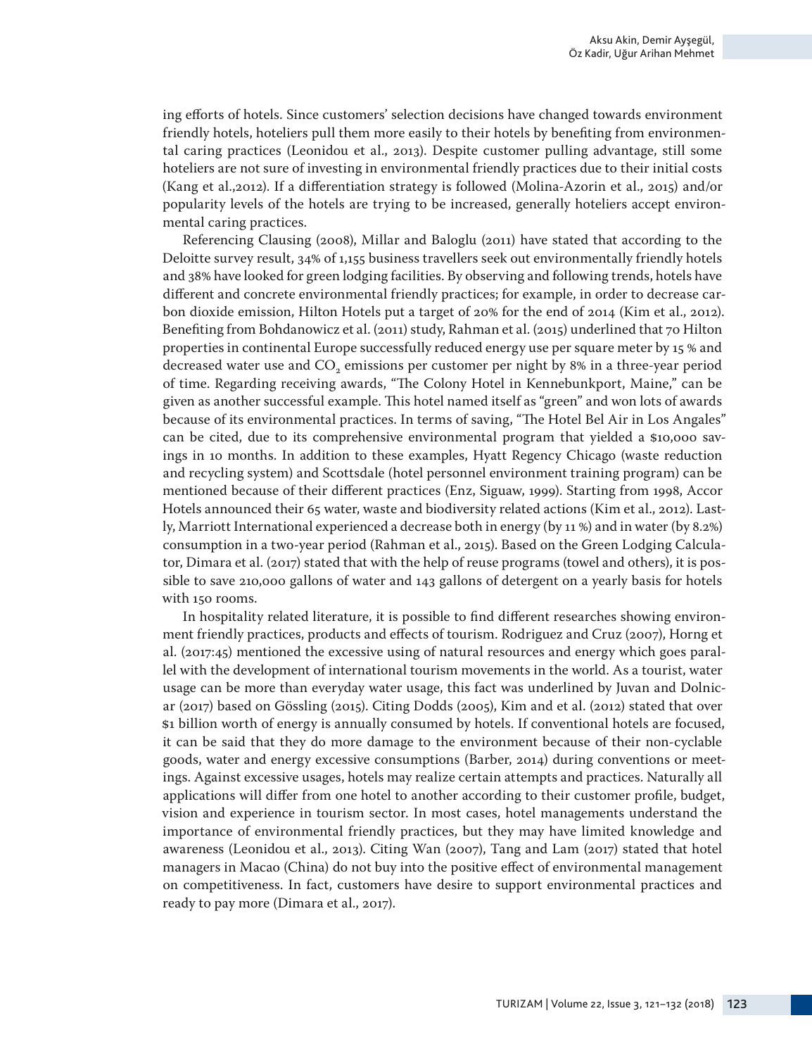ing efforts of hotels. Since customers' selection decisions have changed towards environment friendly hotels, hoteliers pull them more easily to their hotels by benefiting from environmental caring practices (Leonidou et al., 2013). Despite customer pulling advantage, still some hoteliers are not sure of investing in environmental friendly practices due to their initial costs (Kang et al.,2012). If a differentiation strategy is followed (Molina-Azorin et al., 2015) and/or popularity levels of the hotels are trying to be increased, generally hoteliers accept environmental caring practices.

Referencing Clausing (2008), Millar and Baloglu (2011) have stated that according to the Deloitte survey result, 34% of 1,155 business travellers seek out environmentally friendly hotels and 38% have looked for green lodging facilities. By observing and following trends, hotels have different and concrete environmental friendly practices; for example, in order to decrease carbon dioxide emission, Hilton Hotels put a target of 20% for the end of 2014 (Kim et al., 2012). Benefiting from Bohdanowicz et al. (2011) study, Rahman et al. (2015) underlined that 70 Hilton properties in continental Europe successfully reduced energy use per square meter by 15 % and decreased water use and $CO_2$ emissions per customer per night by 8% in a three-year period of time. Regarding receiving awards, "The Colony Hotel in Kennebunkport, Maine," can be given as another successful example. This hotel named itself as "green" and won lots of awards because of its environmental practices. In terms of saving, "The Hotel Bel Air in Los Angales" can be cited, due to its comprehensive environmental program that yielded a $10,000 savings in 10 months. In addition to these examples, Hyatt Regency Chicago (waste reduction and recycling system) and Scottsdale (hotel personnel environment training program) can be mentioned because of their different practices (Enz, Siguaw, 1999). Starting from 1998, Accor Hotels announced their 65 water, waste and biodiversity related actions (Kim et al., 2012). Lastly, Marriott International experienced a decrease both in energy (by 11 %) and in water (by 8.2%) consumption in a two-year period (Rahman et al., 2015). Based on the Green Lodging Calculator, Dimara et al. (2017) stated that with the help of reuse programs (towel and others), it is possible to save 210,000 gallons of water and 143 gallons of detergent on a yearly basis for hotels with 150 rooms.

In hospitality related literature, it is possible to find different researches showing environment friendly practices, products and effects of tourism. Rodriguez and Cruz (2007), Horng et al. (2017:45) mentioned the excessive using of natural resources and energy which goes parallel with the development of international tourism movements in the world. As a tourist, water usage can be more than everyday water usage, this fact was underlined by Juvan and Dolnicar (2017) based on Gössling (2015). Citing Dodds (2005), Kim and et al. (2012) stated that over $1 billion worth of energy is annually consumed by hotels. If conventional hotels are focused, it can be said that they do more damage to the environment because of their non-cyclable goods, water and energy excessive consumptions (Barber, 2014) during conventions or meetings. Against excessive usages, hotels may realize certain attempts and practices. Naturally all applications will differ from one hotel to another according to their customer profile, budget, vision and experience in tourism sector. In most cases, hotel managements understand the importance of environmental friendly practices, but they may have limited knowledge and awareness (Leonidou et al., 2013). Citing Wan (2007), Tang and Lam (2017) stated that hotel managers in Macao (China) do not buy into the positive effect of environmental management on competitiveness. In fact, customers have desire to support environmental practices and ready to pay more (Dimara et al., 2017).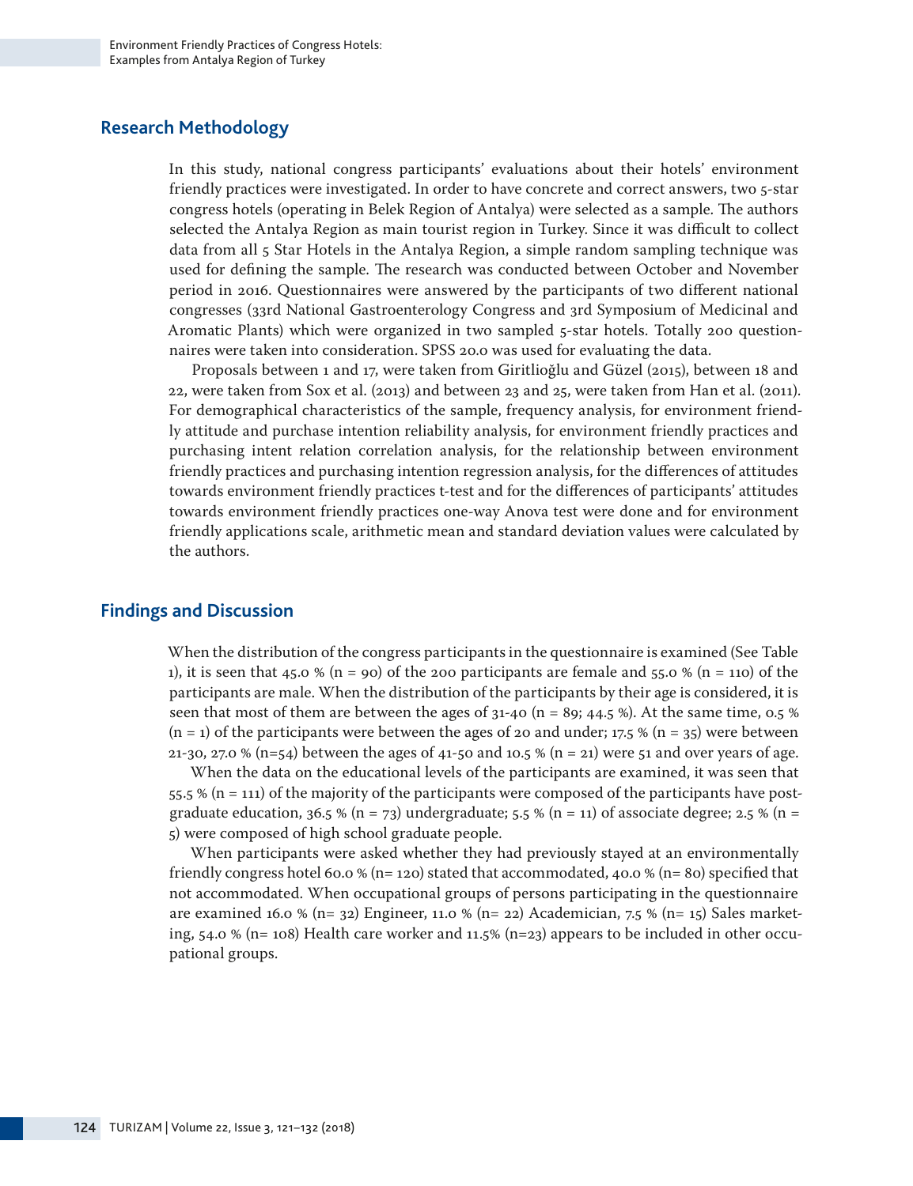## Research Methodology

In this study, national congress participants' evaluations about their hotels' environment friendly practices were investigated. In order to have concrete and correct answers, two 5-star congress hotels (operating in Belek Region of Antalya) were selected as a sample. The authors selected the Antalya Region as main tourist region in Turkey. Since it was difficult to collect data from all 5 Star Hotels in the Antalya Region, a simple random sampling technique was used for defining the sample. The research was conducted between October and November period in 2016. Questionnaires were answered by the participants of two different national congresses (33rd National Gastroenterology Congress and 3rd Symposium of Medicinal and Aromatic Plants) which were organized in two sampled 5-star hotels. Totally 200 questionnaires were taken into consideration. SPSS 20.0 was used for evaluating the data.

Proposals between 1 and 17, were taken from Giritlioğlu and Güzel (2015), between 18 and 22, were taken from Sox et al. (2013) and between 23 and 25, were taken from Han et al. (2011). For demographical characteristics of the sample, frequency analysis, for environment friendly attitude and purchase intention reliability analysis, for environment friendly practices and purchasing intent relation correlation analysis, for the relationship between environment friendly practices and purchasing intention regression analysis, for the differences of attitudes towards environment friendly practices t-test and for the differences of participants' attitudes towards environment friendly practices one-way Anova test were done and for environment friendly applications scale, arithmetic mean and standard deviation values were calculated by the authors.

## Findings and Discussion

When the distribution of the congress participants in the questionnaire is examined (See Table 1), it is seen that 45.0 % (n = 90) of the 200 participants are female and 55.0 % (n = 110) of the participants are male. When the distribution of the participants by their age is considered, it is seen that most of them are between the ages of 31-40 (n = 89; 44.5 %). At the same time, 0.5 % (n = 1) of the participants were between the ages of 20 and under; 17.5 % (n = 35) were between 21-30, 27.0 % (n=54) between the ages of 41-50 and 10.5 % (n = 21) were 51 and over years of age.

When the data on the educational levels of the participants are examined, it was seen that 55.5 % (n = 111) of the majority of the participants were composed of the participants have post-graduate education, 36.5 % (n = 73) undergraduate; 5.5 % (n = 11) of associate degree; 2.5 % (n = 5) were composed of high school graduate people.

When participants were asked whether they had previously stayed at an environmentally friendly congress hotel 60.0 % (n= 120) stated that accommodated, 40.0 % (n= 80) specified that not accommodated. When occupational groups of persons participating in the questionnaire are examined 16.0 % (n= 32) Engineer, 11.0 % (n= 22) Academician, 7.5 % (n= 15) Sales marketing, 54.0 % (n= 108) Health care worker and 11.5% (n=23) appears to be included in other occupational groups.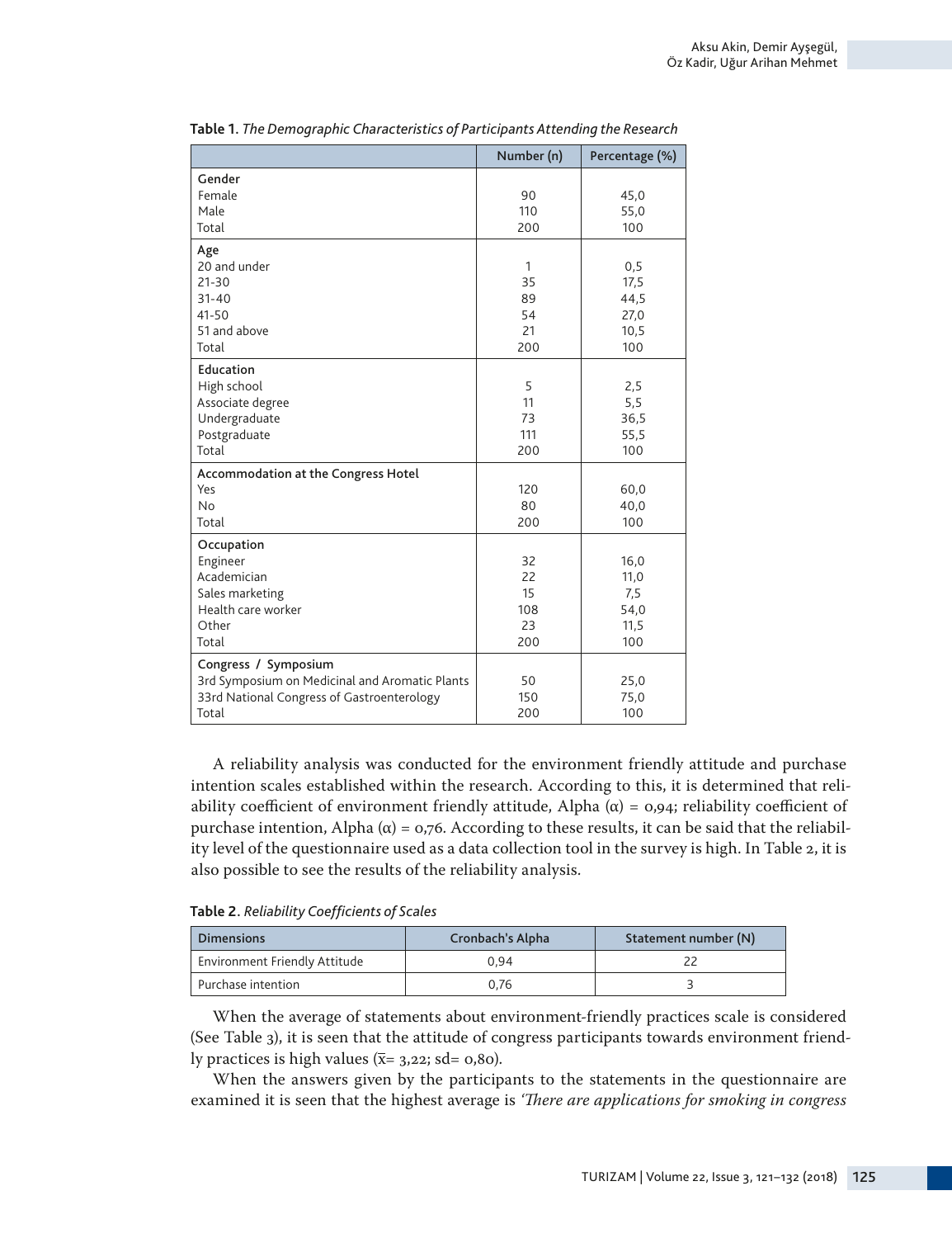**Table 1.** *The Demographic Characteristics of Participants Attending the Research*

| | Number (n) | Percentage (%) |
|---|---|---|
| **Gender** | | |
| Female | 90 | 45,0 |
| Male | 110 | 55,0 |
| Total | 200 | 100 |
| **Age** | | |
| 20 and under | 1 | 0,5 |
| 21-30 | 35 | 17,5 |
| 31-40 | 89 | 44,5 |
| 41-50 | 54 | 27,0 |
| 51 and above | 21 | 10,5 |
| Total | 200 | 100 |
| **Education** | | |
| High school | 5 | 2,5 |
| Associate degree | 11 | 5,5 |
| Undergraduate | 73 | 36,5 |
| Postgraduate | 111 | 55,5 |
| Total | 200 | 100 |
| **Accommodation at the Congress Hotel** | | |
| Yes | 120 | 60,0 |
| No | 80 | 40,0 |
| Total | 200 | 100 |
| **Occupation** | | |
| Engineer | 32 | 16,0 |
| Academician | 22 | 11,0 |
| Sales marketing | 15 | 7,5 |
| Health care worker | 108 | 54,0 |
| Other | 23 | 11,5 |
| Total | 200 | 100 |
| **Congress / Symposium** | | |
| 3rd Symposium on Medicinal and Aromatic Plants | 50 | 25,0 |
| 33rd National Congress of Gastroenterology | 150 | 75,0 |
| Total | 200 | 100 |

A reliability analysis was conducted for the environment friendly attitude and purchase intention scales established within the research. According to this, it is determined that reliability coefficient of environment friendly attitude, Alpha ($\alpha$) = 0,94; reliability coefficient of purchase intention, Alpha ($\alpha$) = 0,76. According to these results, it can be said that the reliability level of the questionnaire used as a data collection tool in the survey is high. In Table 2, it is also possible to see the results of the reliability analysis.

**Table 2.** *Reliability Coefficients of Scales*

| Dimensions | Cronbach's Alpha | Statement number (N) |
|---|---|---|
| Environment Friendly Attitude | 0,94 | 22 |
| Purchase intention | 0,76 | 3 |

When the average of statements about environment-friendly practices scale is considered (See Table 3), it is seen that the attitude of congress participants towards environment friendly practices is high values ($\bar{x}$= 3,22; sd= 0,80).

When the answers given by the participants to the statements in the questionnaire are examined it is seen that the highest average is *'There are applications for smoking in congress*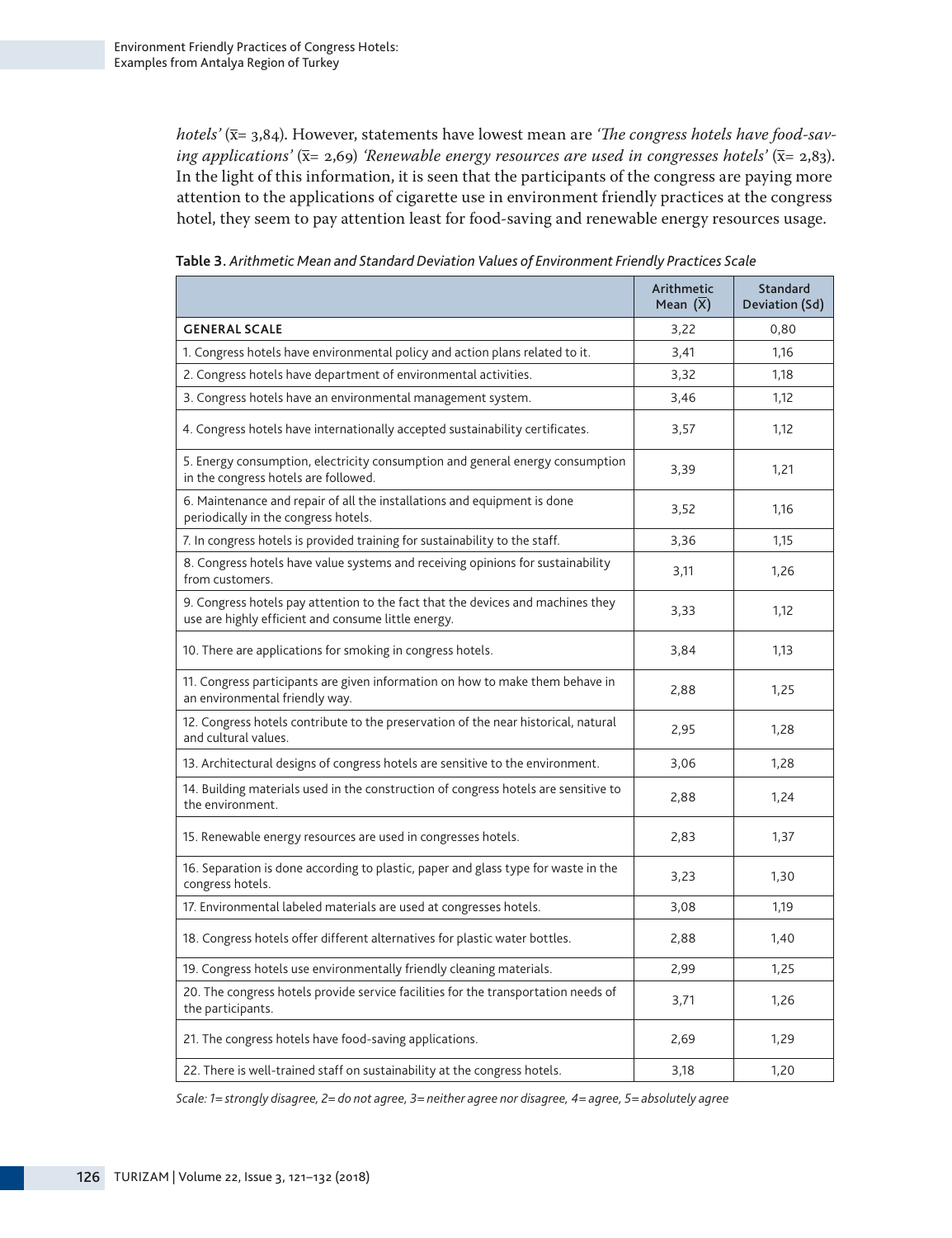*hotels'* ($\bar{x}$= 3,84). However, statements have lowest mean are *'The congress hotels have food-saving applications'* ($\bar{x}$= 2,69) *'Renewable energy resources are used in congresses hotels'* ($\bar{x}$= 2,83). In the light of this information, it is seen that the participants of the congress are paying more attention to the applications of cigarette use in environment friendly practices at the congress hotel, they seem to pay attention least for food-saving and renewable energy resources usage.

**Table 3.** *Arithmetic Mean and Standard Deviation Values of Environment Friendly Practices Scale*

| | Arithmetic Mean ($\bar{X}$) | Standard Deviation (Sd) |
|---|---|---|
| **GENERAL SCALE** | 3,22 | 0,80 |
| 1. Congress hotels have environmental policy and action plans related to it. | 3,41 | 1,16 |
| 2. Congress hotels have department of environmental activities. | 3,32 | 1,18 |
| 3. Congress hotels have an environmental management system. | 3,46 | 1,12 |
| 4. Congress hotels have internationally accepted sustainability certificates. | 3,57 | 1,12 |
| 5. Energy consumption, electricity consumption and general energy consumption in the congress hotels are followed. | 3,39 | 1,21 |
| 6. Maintenance and repair of all the installations and equipment is done periodically in the congress hotels. | 3,52 | 1,16 |
| 7. In congress hotels is provided training for sustainability to the staff. | 3,36 | 1,15 |
| 8. Congress hotels have value systems and receiving opinions for sustainability from customers. | 3,11 | 1,26 |
| 9. Congress hotels pay attention to the fact that the devices and machines they use are highly efficient and consume little energy. | 3,33 | 1,12 |
| 10. There are applications for smoking in congress hotels. | 3,84 | 1,13 |
| 11. Congress participants are given information on how to make them behave in an environmental friendly way. | 2,88 | 1,25 |
| 12. Congress hotels contribute to the preservation of the near historical, natural and cultural values. | 2,95 | 1,28 |
| 13. Architectural designs of congress hotels are sensitive to the environment. | 3,06 | 1,28 |
| 14. Building materials used in the construction of congress hotels are sensitive to the environment. | 2,88 | 1,24 |
| 15. Renewable energy resources are used in congresses hotels. | 2,83 | 1,37 |
| 16. Separation is done according to plastic, paper and glass type for waste in the congress hotels. | 3,23 | 1,30 |
| 17. Environmental labeled materials are used at congresses hotels. | 3,08 | 1,19 |
| 18. Congress hotels offer different alternatives for plastic water bottles. | 2,88 | 1,40 |
| 19. Congress hotels use environmentally friendly cleaning materials. | 2,99 | 1,25 |
| 20. The congress hotels provide service facilities for the transportation needs of the participants. | 3,71 | 1,26 |
| 21. The congress hotels have food-saving applications. | 2,69 | 1,29 |
| 22. There is well-trained staff on sustainability at the congress hotels. | 3,18 | 1,20 |

*Scale: 1= strongly disagree, 2= do not agree, 3= neither agree nor disagree, 4= agree, 5= absolutely agree*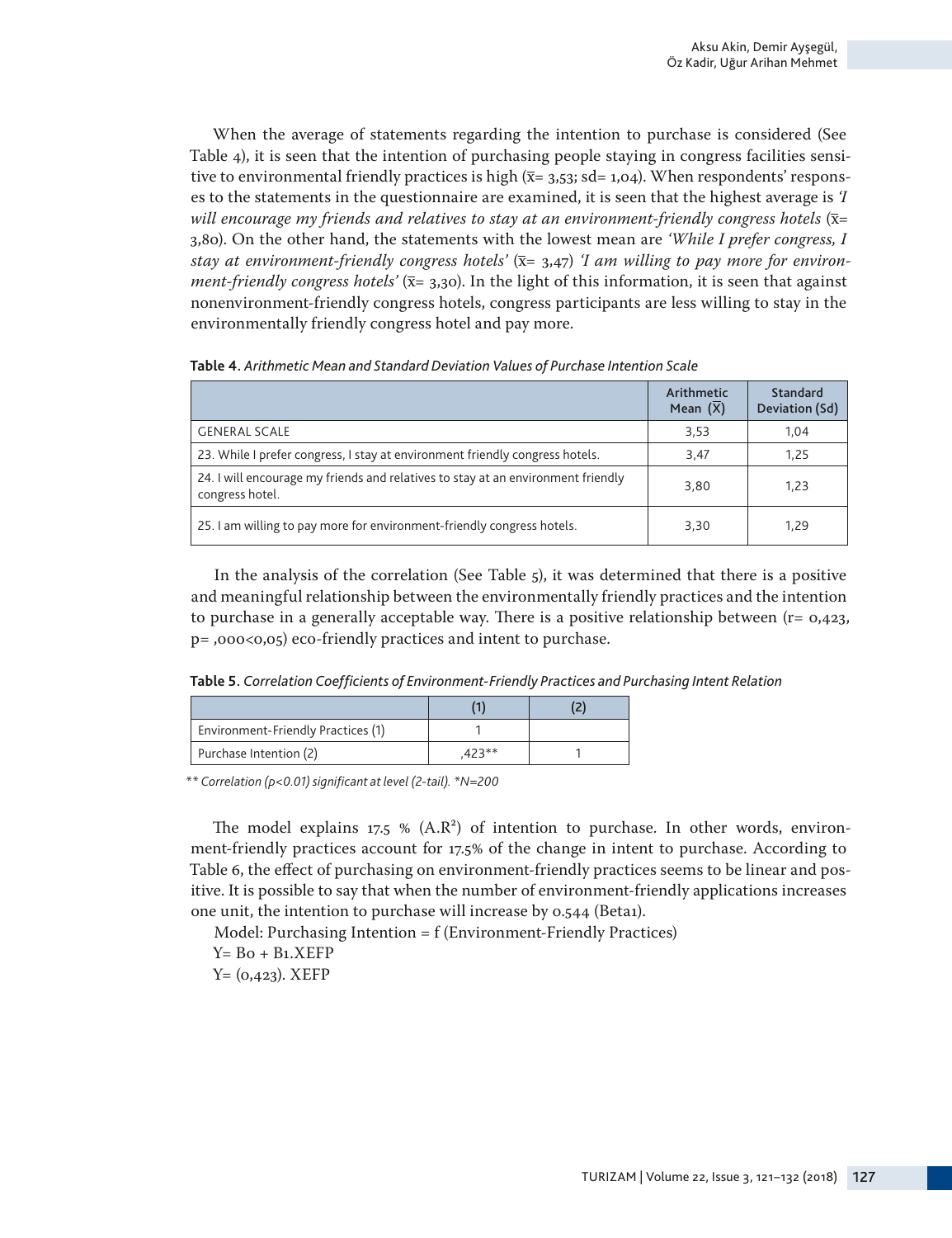When the average of statements regarding the intention to purchase is considered (See Table 4), it is seen that the intention of purchasing people staying in congress facilities sensitive to environmental friendly practices is high ($\bar{x}$= 3,53; sd= 1,04). When respondents' responses to the statements in the questionnaire are examined, it is seen that the highest average is *'I will encourage my friends and relatives to stay at an environment-friendly congress hotels* ($\bar{x}$= 3,80). On the other hand, the statements with the lowest mean are *'While I prefer congress, I stay at environment-friendly congress hotels'* ($\bar{x}$= 3,47) *'I am willing to pay more for environment-friendly congress hotels'* ($\bar{x}$= 3,30). In the light of this information, it is seen that against nonenvironment-friendly congress hotels, congress participants are less willing to stay in the environmentally friendly congress hotel and pay more.

**Table 4.** *Arithmetic Mean and Standard Deviation Values of Purchase Intention Scale*

| | Arithmetic Mean ($\bar{X}$) | Standard Deviation (Sd) |
|---|---|---|
| GENERAL SCALE | 3,53 | 1,04 |
| 23. While I prefer congress, I stay at environment friendly congress hotels. | 3,47 | 1,25 |
| 24. I will encourage my friends and relatives to stay at an environment friendly congress hotel. | 3,80 | 1,23 |
| 25. I am willing to pay more for environment-friendly congress hotels. | 3,30 | 1,29 |

In the analysis of the correlation (See Table 5), it was determined that there is a positive and meaningful relationship between the environmentally friendly practices and the intention to purchase in a generally acceptable way. There is a positive relationship between (r= 0,423, p= ,000<0,05) eco-friendly practices and intent to purchase.

**Table 5.** *Correlation Coefficients of Environment-Friendly Practices and Purchasing Intent Relation*

| | (1) | (2) |
|---|---|---|
| Environment-Friendly Practices (1) | 1 | |
| Purchase Intention (2) | ,423** | 1 |

*\*\* Correlation (p<0.01) significant at level (2-tail). \*N=200*

The model explains 17.5 % (A.$R^2$) of intention to purchase. In other words, environment-friendly practices account for 17.5% of the change in intent to purchase. According to Table 6, the effect of purchasing on environment-friendly practices seems to be linear and positive. It is possible to say that when the number of environment-friendly applications increases one unit, the intention to purchase will increase by 0.544 (Beta1).

Model: Purchasing Intention = f (Environment-Friendly Practices)

$Y = B_0 + B_1.X_{EFP}$

$Y = (0{,}423).\ X_{EFP}$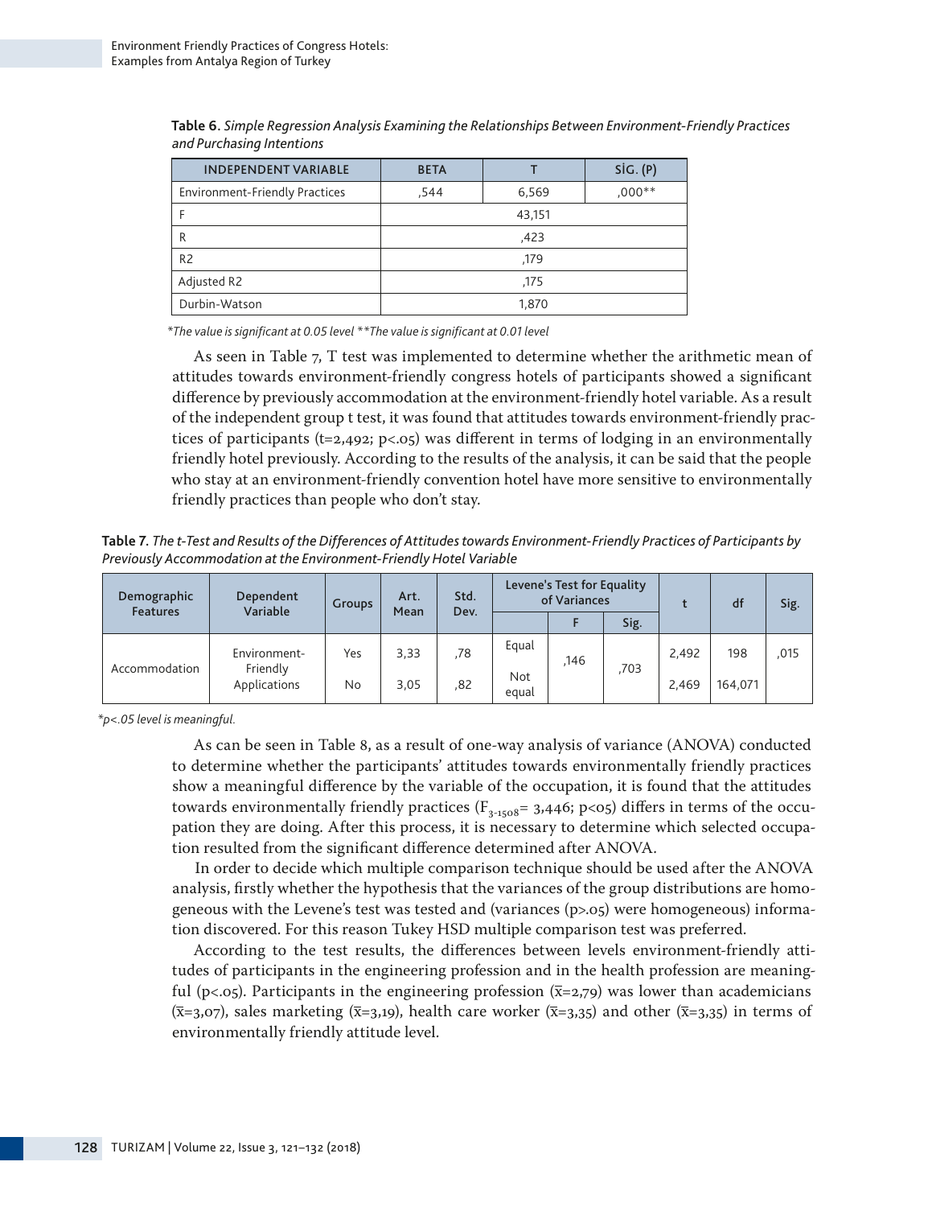**Table 6**. *Simple Regression Analysis Examining the Relationships Between Environment-Friendly Practices and Purchasing Intentions*

| INDEPENDENT VARIABLE | BETA | T | SİG. (P) |
|---|---|---|---|
| Environment-Friendly Practices | ,544 | 6,569 | ,000** |
| F | 43,151 | | |
| R | ,423 | | |
| R2 | ,179 | | |
| Adjusted R2 | ,175 | | |
| Durbin-Watson | 1,870 | | |

*\*The value is significant at 0.05 level \*\*The value is significant at 0.01 level*

As seen in Table 7, T test was implemented to determine whether the arithmetic mean of attitudes towards environment-friendly congress hotels of participants showed a significant difference by previously accommodation at the environment-friendly hotel variable. As a result of the independent group t test, it was found that attitudes towards environment-friendly practices of participants ($t=2{,}492$; $p<.05$) was different in terms of lodging in an environmentally friendly hotel previously. According to the results of the analysis, it can be said that the people who stay at an environment-friendly convention hotel have more sensitive to environmentally friendly practices than people who don't stay.

**Table 7**. *The t-Test and Results of the Differences of Attitudes towards Environment-Friendly Practices of Participants by Previously Accommodation at the Environment-Friendly Hotel Variable*

| Demographic Features | Dependent Variable | Groups | Art. Mean | Std. Dev. | Levene's Test for Equality of Variances | | | t | df | Sig. |
|---|---|---|---|---|---|---|---|---|---|---|
| | | | | | | F | Sig. | | | |
| Accommodation | Environment-Friendly Applications | Yes | 3,33 | ,78 | Equal | ,146 | ,703 | 2,492 | 198 | ,015 |
| | | No | 3,05 | ,82 | Not equal | | | 2,469 | 164,071 | |

*\*p<.05 level is meaningful.*

As can be seen in Table 8, as a result of one-way analysis of variance (ANOVA) conducted to determine whether the participants' attitudes towards environmentally friendly practices show a meaningful difference by the variable of the occupation, it is found that the attitudes towards environmentally friendly practices ($F_{3\text{-}1508}= 3{,}446$; $p<05$) differs in terms of the occupation they are doing. After this process, it is necessary to determine which selected occupation resulted from the significant difference determined after ANOVA.

In order to decide which multiple comparison technique should be used after the ANOVA analysis, firstly whether the hypothesis that the variances of the group distributions are homogeneous with the Levene's test was tested and (variances ($p>.05$) were homogeneous) information discovered. For this reason Tukey HSD multiple comparison test was preferred.

According to the test results, the differences between levels environment-friendly attitudes of participants in the engineering profession and in the health profession are meaningful ($p<.05$). Participants in the engineering profession ($\bar{x}=2{,}79$) was lower than academicians ($\bar{x}=3{,}07$), sales marketing ($\bar{x}=3{,}19$), health care worker ($\bar{x}=3{,}35$) and other ($\bar{x}=3{,}35$) in terms of environmentally friendly attitude level.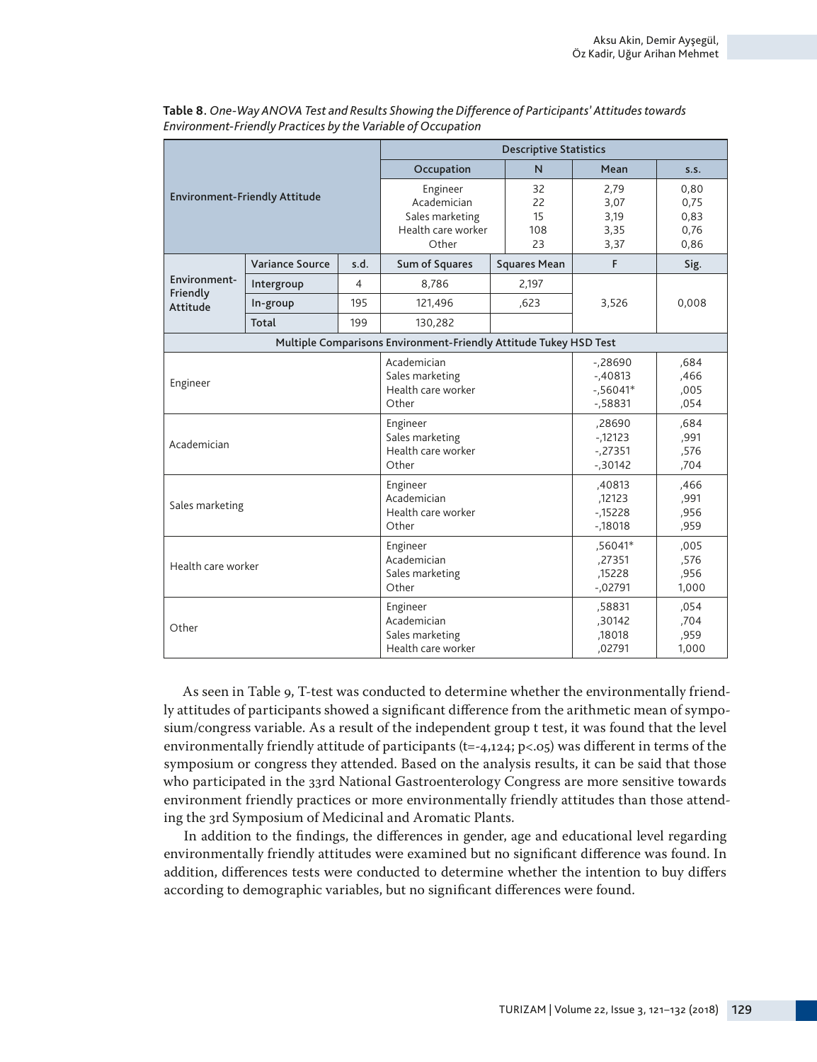**Table 8.** *One-Way ANOVA Test and Results Showing the Difference of Participants' Attitudes towards Environment-Friendly Practices by the Variable of Occupation*

| Environment-Friendly Attitude | | | Descriptive Statistics | | | |
|---|---|---|---|---|---|---|
| | | | Occupation | N | Mean | s.s. |
| | | | Engineer | 32 | 2,79 | 0,80 |
| | | | Academician | 22 | 3,07 | 0,75 |
| | | | Sales marketing | 15 | 3,19 | 0,83 |
| | | | Health care worker | 108 | 3,35 | 0,76 |
| | | | Other | 23 | 3,37 | 0,86 |
| Environment-Friendly Attitude | Variance Source | s.d. | Sum of Squares | Squares Mean | F | Sig. |
| | Intergroup | 4 | 8,786 | 2,197 | 3,526 | 0,008 |
| | In-group | 195 | 121,496 | ,623 | | |
| | Total | 199 | 130,282 | | | |

| Multiple Comparisons Environment-Friendly Attitude Tukey HSD Test | | | |
|---|---|---|---|
| Engineer | Academician | -,28690 | ,684 |
| | Sales marketing | -,40813 | ,466 |
| | Health care worker | -,56041* | ,005 |
| | Other | -,58831 | ,054 |
| Academician | Engineer | ,28690 | ,684 |
| | Sales marketing | -,12123 | ,991 |
| | Health care worker | -,27351 | ,576 |
| | Other | -,30142 | ,704 |
| Sales marketing | Engineer | ,40813 | ,466 |
| | Academician | ,12123 | ,991 |
| | Health care worker | -,15228 | ,956 |
| | Other | -,18018 | ,959 |
| Health care worker | Engineer | ,56041* | ,005 |
| | Academician | ,27351 | ,576 |
| | Sales marketing | ,15228 | ,956 |
| | Other | -,02791 | 1,000 |
| Other | Engineer | ,58831 | ,054 |
| | Academician | ,30142 | ,704 |
| | Sales marketing | ,18018 | ,959 |
| | Health care worker | ,02791 | 1,000 |

As seen in Table 9, T-test was conducted to determine whether the environmentally friendly attitudes of participants showed a significant difference from the arithmetic mean of symposium/congress variable. As a result of the independent group t test, it was found that the level environmentally friendly attitude of participants ($t=-4,124$; $p<.05$) was different in terms of the symposium or congress they attended. Based on the analysis results, it can be said that those who participated in the 33rd National Gastroenterology Congress are more sensitive towards environment friendly practices or more environmentally friendly attitudes than those attending the 3rd Symposium of Medicinal and Aromatic Plants.

In addition to the findings, the differences in gender, age and educational level regarding environmentally friendly attitudes were examined but no significant difference was found. In addition, differences tests were conducted to determine whether the intention to buy differs according to demographic variables, but no significant differences were found.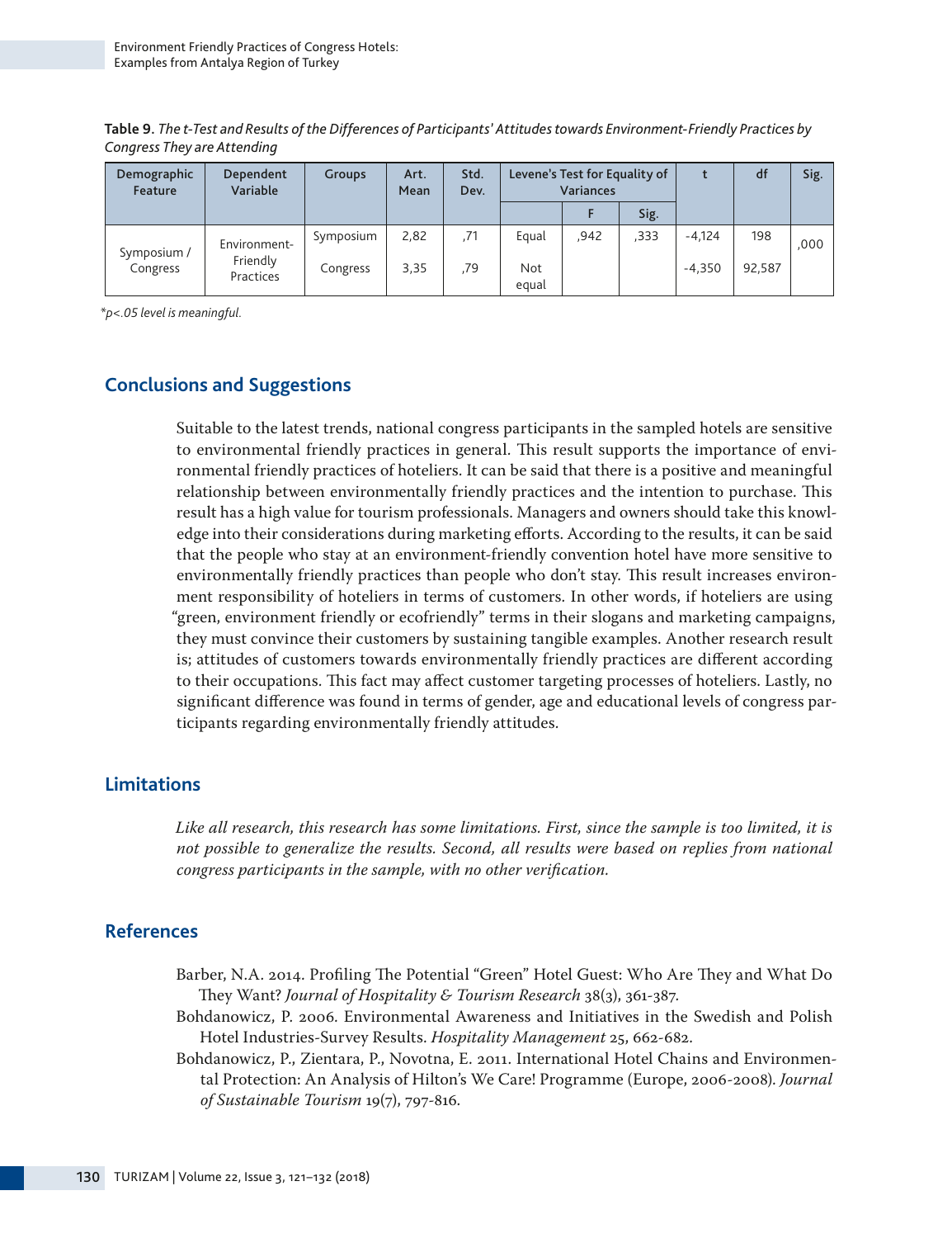**Table 9.** *The t-Test and Results of the Differences of Participants' Attitudes towards Environment-Friendly Practices by Congress They are Attending*

| Demographic Feature | Dependent Variable | Groups | Art. Mean | Std. Dev. | Levene's Test for Equality of Variances | | | t | df | Sig. |
|---|---|---|---|---|---|---|---|---|---|---|
| | | | | | | F | Sig. | | | |
| Symposium / Congress | Environment-Friendly Practices | Symposium | 2,82 | ,71 | Equal | ,942 | ,333 | -4,124 | 198 | ,000 |
| | | Congress | 3,35 | ,79 | Not equal | | | -4,350 | 92,587 | |

*\*p<.05 level is meaningful.*

## Conclusions and Suggestions

Suitable to the latest trends, national congress participants in the sampled hotels are sensitive to environmental friendly practices in general. This result supports the importance of environmental friendly practices of hoteliers. It can be said that there is a positive and meaningful relationship between environmentally friendly practices and the intention to purchase. This result has a high value for tourism professionals. Managers and owners should take this knowledge into their considerations during marketing efforts. According to the results, it can be said that the people who stay at an environment-friendly convention hotel have more sensitive to environmentally friendly practices than people who don't stay. This result increases environment responsibility of hoteliers in terms of customers. In other words, if hoteliers are using "green, environment friendly or ecofriendly" terms in their slogans and marketing campaigns, they must convince their customers by sustaining tangible examples. Another research result is; attitudes of customers towards environmentally friendly practices are different according to their occupations. This fact may affect customer targeting processes of hoteliers. Lastly, no significant difference was found in terms of gender, age and educational levels of congress participants regarding environmentally friendly attitudes.

## Limitations

*Like all research, this research has some limitations. First, since the sample is too limited, it is not possible to generalize the results. Second, all results were based on replies from national congress participants in the sample, with no other verification.*

## References

Barber, N.A. 2014. Profiling The Potential "Green" Hotel Guest: Who Are They and What Do They Want? *Journal of Hospitality & Tourism Research* 38(3), 361-387.

Bohdanowicz, P. 2006. Environmental Awareness and Initiatives in the Swedish and Polish Hotel Industries-Survey Results. *Hospitality Management* 25, 662-682.

Bohdanowicz, P., Zientara, P., Novotna, E. 2011. International Hotel Chains and Environmental Protection: An Analysis of Hilton's We Care! Programme (Europe, 2006-2008). *Journal of Sustainable Tourism* 19(7), 797-816.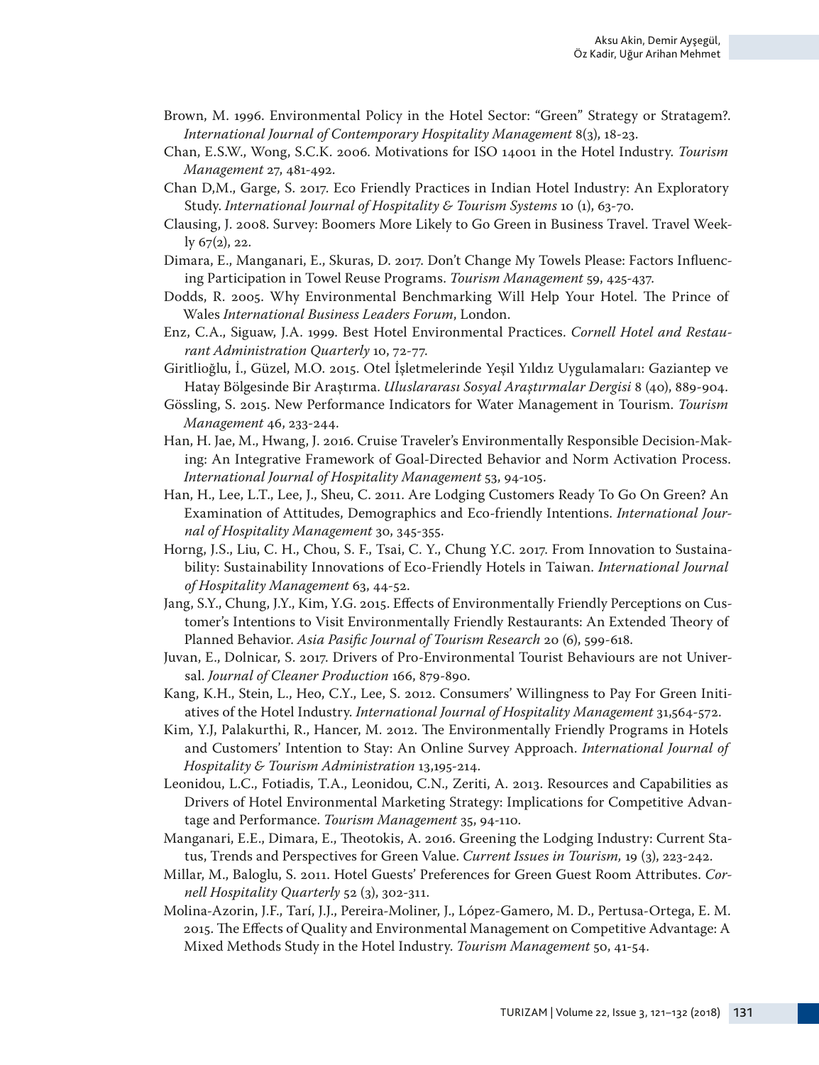Brown, M. 1996. Environmental Policy in the Hotel Sector: "Green" Strategy or Stratagem?. *International Journal of Contemporary Hospitality Management* 8(3), 18-23.

Chan, E.S.W., Wong, S.C.K. 2006. Motivations for ISO 14001 in the Hotel Industry. *Tourism Management* 27, 481-492.

Chan D,M., Garge, S. 2017. Eco Friendly Practices in Indian Hotel Industry: An Exploratory Study. *International Journal of Hospitality & Tourism Systems* 10 (1), 63-70.

Clausing, J. 2008. Survey: Boomers More Likely to Go Green in Business Travel. Travel Weekly 67(2), 22.

Dimara, E., Manganari, E., Skuras, D. 2017. Don't Change My Towels Please: Factors Influencing Participation in Towel Reuse Programs. *Tourism Management* 59, 425-437.

Dodds, R. 2005. Why Environmental Benchmarking Will Help Your Hotel. The Prince of Wales *International Business Leaders Forum*, London.

Enz, C.A., Siguaw, J.A. 1999. Best Hotel Environmental Practices. *Cornell Hotel and Restaurant Administration Quarterly* 10, 72-77.

Giritlioğlu, İ., Güzel, M.O. 2015. Otel İşletmelerinde Yeşil Yıldız Uygulamaları: Gaziantep ve Hatay Bölgesinde Bir Araştırma. *Uluslararası Sosyal Araştırmalar Dergisi* 8 (40), 889-904.

Gössling, S. 2015. New Performance Indicators for Water Management in Tourism. *Tourism Management* 46, 233-244.

Han, H. Jae, M., Hwang, J. 2016. Cruise Traveler's Environmentally Responsible Decision-Making: An Integrative Framework of Goal-Directed Behavior and Norm Activation Process. *International Journal of Hospitality Management* 53, 94-105.

Han, H., Lee, L.T., Lee, J., Sheu, C. 2011. Are Lodging Customers Ready To Go On Green? An Examination of Attitudes, Demographics and Eco-friendly Intentions. *International Journal of Hospitality Management* 30, 345-355.

Horng, J.S., Liu, C. H., Chou, S. F., Tsai, C. Y., Chung Y.C. 2017. From Innovation to Sustainability: Sustainability Innovations of Eco-Friendly Hotels in Taiwan. *International Journal of Hospitality Management* 63, 44-52.

Jang, S.Y., Chung, J.Y., Kim, Y.G. 2015. Effects of Environmentally Friendly Perceptions on Customer's Intentions to Visit Environmentally Friendly Restaurants: An Extended Theory of Planned Behavior. *Asia Pasific Journal of Tourism Research* 20 (6), 599-618.

Juvan, E., Dolnicar, S. 2017. Drivers of Pro-Environmental Tourist Behaviours are not Universal. *Journal of Cleaner Production* 166, 879-890.

Kang, K.H., Stein, L., Heo, C.Y., Lee, S. 2012. Consumers' Willingness to Pay For Green Initiatives of the Hotel Industry. *International Journal of Hospitality Management* 31,564-572.

Kim, Y.J, Palakurthi, R., Hancer, M. 2012. The Environmentally Friendly Programs in Hotels and Customers' Intention to Stay: An Online Survey Approach. *International Journal of Hospitality & Tourism Administration* 13,195-214.

Leonidou, L.C., Fotiadis, T.A., Leonidou, C.N., Zeriti, A. 2013. Resources and Capabilities as Drivers of Hotel Environmental Marketing Strategy: Implications for Competitive Advantage and Performance. *Tourism Management* 35, 94-110.

Manganari, E.E., Dimara, E., Theotokis, A. 2016. Greening the Lodging Industry: Current Status, Trends and Perspectives for Green Value. *Current Issues in Tourism,* 19 (3), 223-242.

Millar, M., Baloglu, S. 2011. Hotel Guests' Preferences for Green Guest Room Attributes. *Cornell Hospitality Quarterly* 52 (3), 302-311.

Molina-Azorin, J.F., Tarí, J.J., Pereira-Moliner, J., López-Gamero, M. D., Pertusa-Ortega, E. M. 2015. The Effects of Quality and Environmental Management on Competitive Advantage: A Mixed Methods Study in the Hotel Industry. *Tourism Management* 50, 41-54.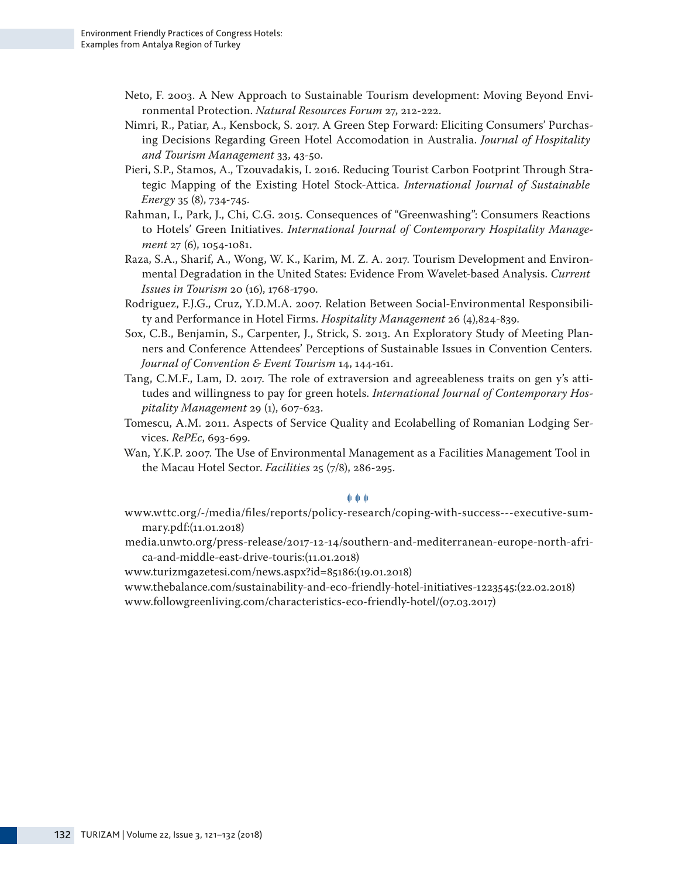Neto, F. 2003. A New Approach to Sustainable Tourism development: Moving Beyond Environmental Protection. *Natural Resources Forum* 27, 212-222.

Nimri, R., Patiar, A., Kensbock, S. 2017. A Green Step Forward: Eliciting Consumers' Purchasing Decisions Regarding Green Hotel Accomodation in Australia. *Journal of Hospitality and Tourism Management* 33, 43-50.

Pieri, S.P., Stamos, A., Tzouvadakis, I. 2016. Reducing Tourist Carbon Footprint Through Strategic Mapping of the Existing Hotel Stock-Attica. *International Journal of Sustainable Energy* 35 (8), 734-745.

Rahman, I., Park, J., Chi, C.G. 2015. Consequences of "Greenwashing": Consumers Reactions to Hotels' Green Initiatives. *International Journal of Contemporary Hospitality Management* 27 (6), 1054-1081.

Raza, S.A., Sharif, A., Wong, W. K., Karim, M. Z. A. 2017. Tourism Development and Environmental Degradation in the United States: Evidence From Wavelet-based Analysis. *Current Issues in Tourism* 20 (16), 1768-1790.

Rodriguez, F.J.G., Cruz, Y.D.M.A. 2007. Relation Between Social-Environmental Responsibility and Performance in Hotel Firms. *Hospitality Management* 26 (4),824-839.

Sox, C.B., Benjamin, S., Carpenter, J., Strick, S. 2013. An Exploratory Study of Meeting Planners and Conference Attendees' Perceptions of Sustainable Issues in Convention Centers. *Journal of Convention & Event Tourism* 14, 144-161.

Tang, C.M.F., Lam, D. 2017. The role of extraversion and agreeableness traits on gen y's attitudes and willingness to pay for green hotels. *International Journal of Contemporary Hospitality Management* 29 (1), 607-623.

Tomescu, A.M. 2011. Aspects of Service Quality and Ecolabelling of Romanian Lodging Services. *RePEc*, 693-699.

Wan, Y.K.P. 2007. The Use of Environmental Management as a Facilities Management Tool in the Macau Hotel Sector. *Facilities* 25 (7/8), 286-295.

www.wttc.org/-/media/files/reports/policy-research/coping-with-success---executive-summary.pdf:(11.01.2018)

media.unwto.org/press-release/2017-12-14/southern-and-mediterranean-europe-north-africa-and-middle-east-drive-touris:(11.01.2018)

www.turizmgazetesi.com/news.aspx?id=85186:(19.01.2018)

www.thebalance.com/sustainability-and-eco-friendly-hotel-initiatives-1223545:(22.02.2018)

www.followgreenliving.com/characteristics-eco-friendly-hotel/(07.03.2017)